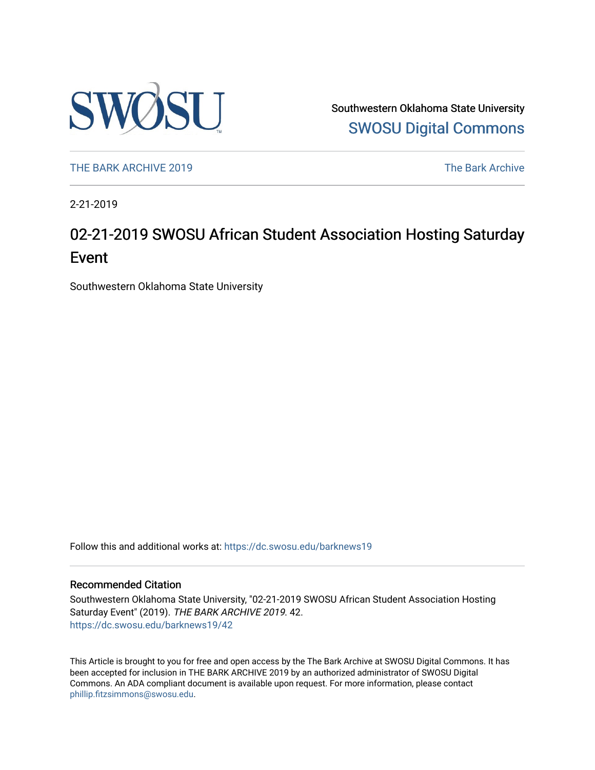Southwestern Oklahoma State University
SWOSU Digital Commons

THE BARK ARCHIVE 2019 | The Bark Archive

2-21-2019

# 02-21-2019 SWOSU African Student Association Hosting Saturday Event

Southwestern Oklahoma State University

Follow this and additional works at: https://dc.swosu.edu/barknews19

## Recommended Citation

Southwestern Oklahoma State University, "02-21-2019 SWOSU African Student Association Hosting Saturday Event" (2019). *THE BARK ARCHIVE 2019*. 42.
https://dc.swosu.edu/barknews19/42

This Article is brought to you for free and open access by the The Bark Archive at SWOSU Digital Commons. It has been accepted for inclusion in THE BARK ARCHIVE 2019 by an authorized administrator of SWOSU Digital Commons. An ADA compliant document is available upon request. For more information, please contact phillip.fitzsimmons@swosu.edu.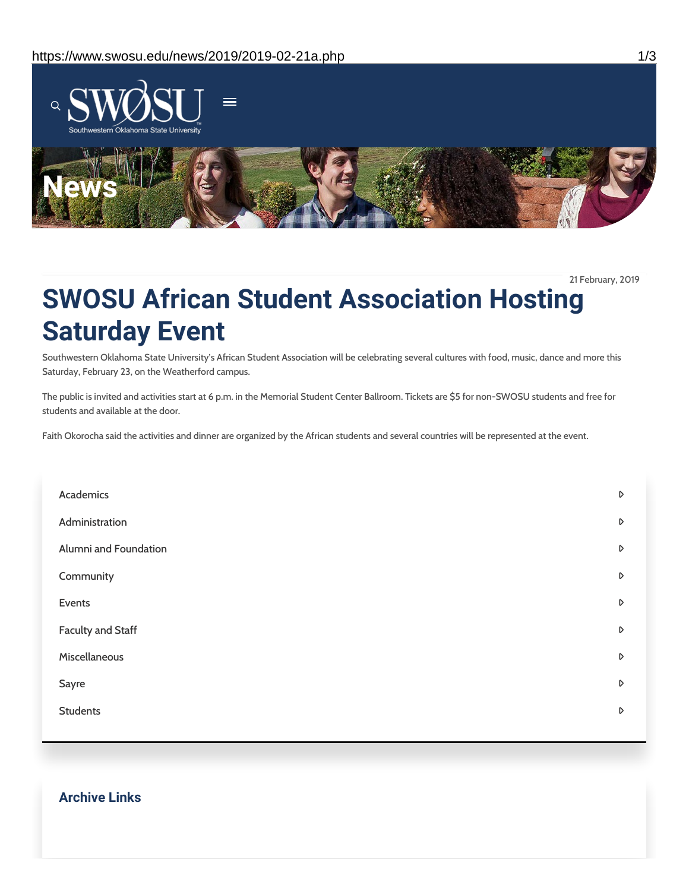News

21 February, 2019

# SWOSU African Student Association Hosting Saturday Event

Southwestern Oklahoma State University's African Student Association will be celebrating several cultures with food, music, dance and more this Saturday, February 23, on the Weatherford campus.

The public is invited and activities start at 6 p.m. in the Memorial Student Center Ballroom. Tickets are $5 for non-SWOSU students and free for students and available at the door.

Faith Okorocha said the activities and dinner are organized by the African students and several countries will be represented at the event.

- Academics
- Administration
- Alumni and Foundation
- Community
- Events
- Faculty and Staff
- Miscellaneous
- Sayre
- Students

## Archive Links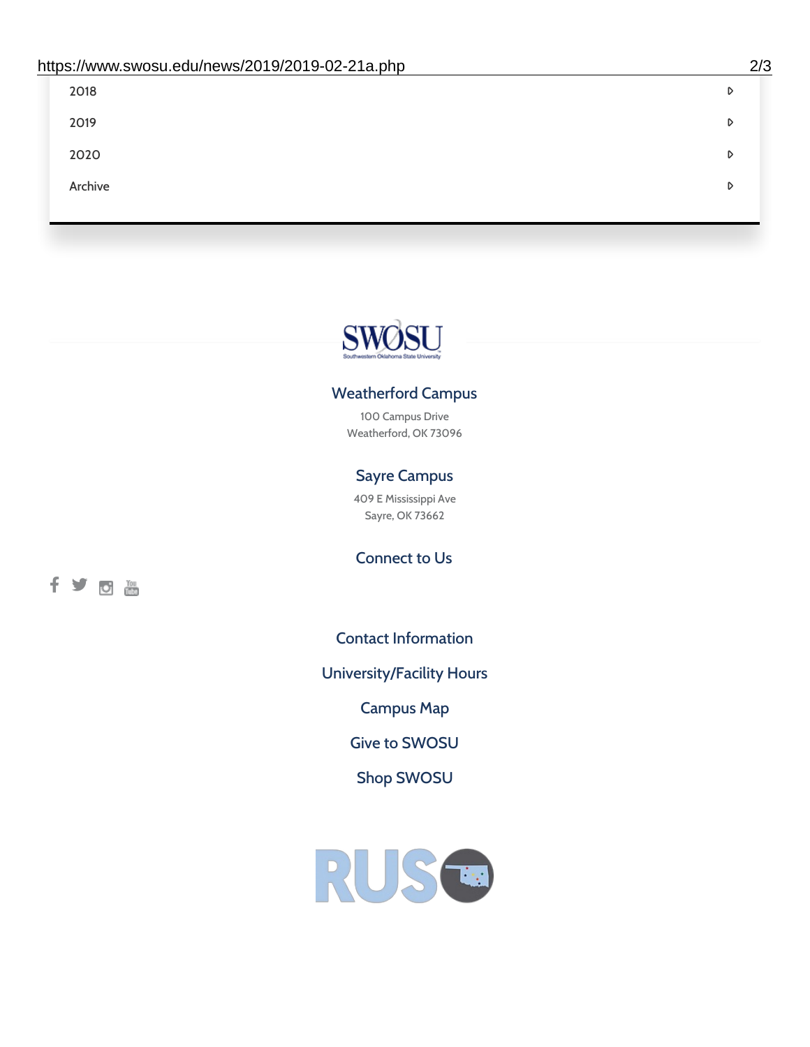2018

2019

2020

Archive

SWOSU

Southwestern Oklahoma State University

### Weatherford Campus

100 Campus Drive
Weatherford, OK 73096

### Sayre Campus

409 E Mississippi Ave
Sayre, OK 73662

### Connect to Us

Contact Information

University/Facility Hours

Campus Map

Give to SWOSU

Shop SWOSU

RUSO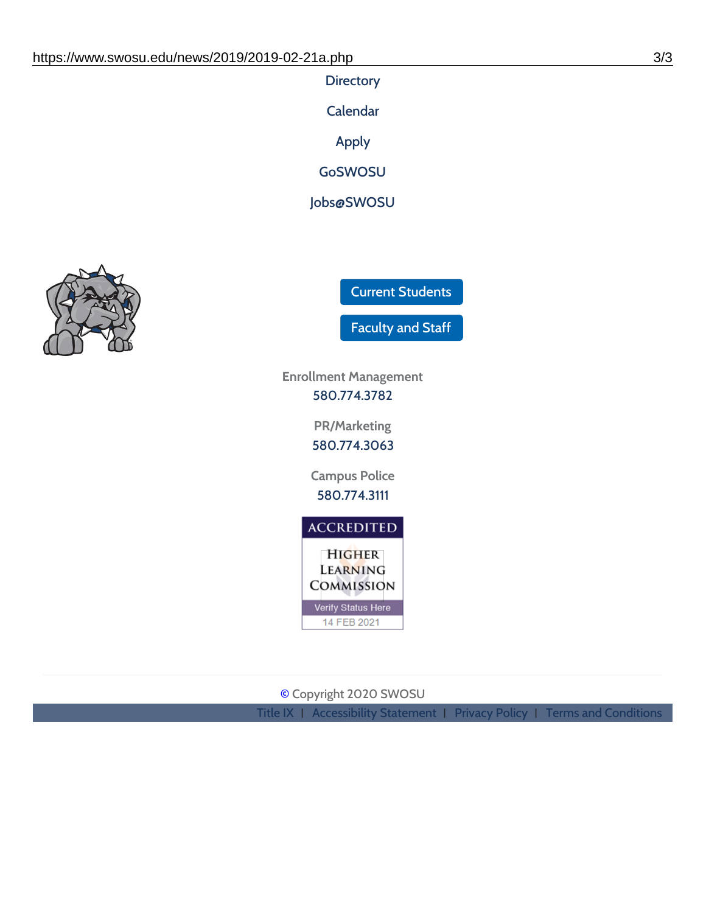Directory

Calendar

Apply

GoSWOSU

Jobs@SWOSU

Current Students

Faculty and Staff

Enrollment Management
580.774.3782

PR/Marketing
580.774.3063

Campus Police
580.774.3111

ACCREDITED
HIGHER LEARNING COMMISSION
Verify Status Here
14 FEB 2021

© Copyright 2020 SWOSU

Title IX | Accessibility Statement | Privacy Policy | Terms and Conditions